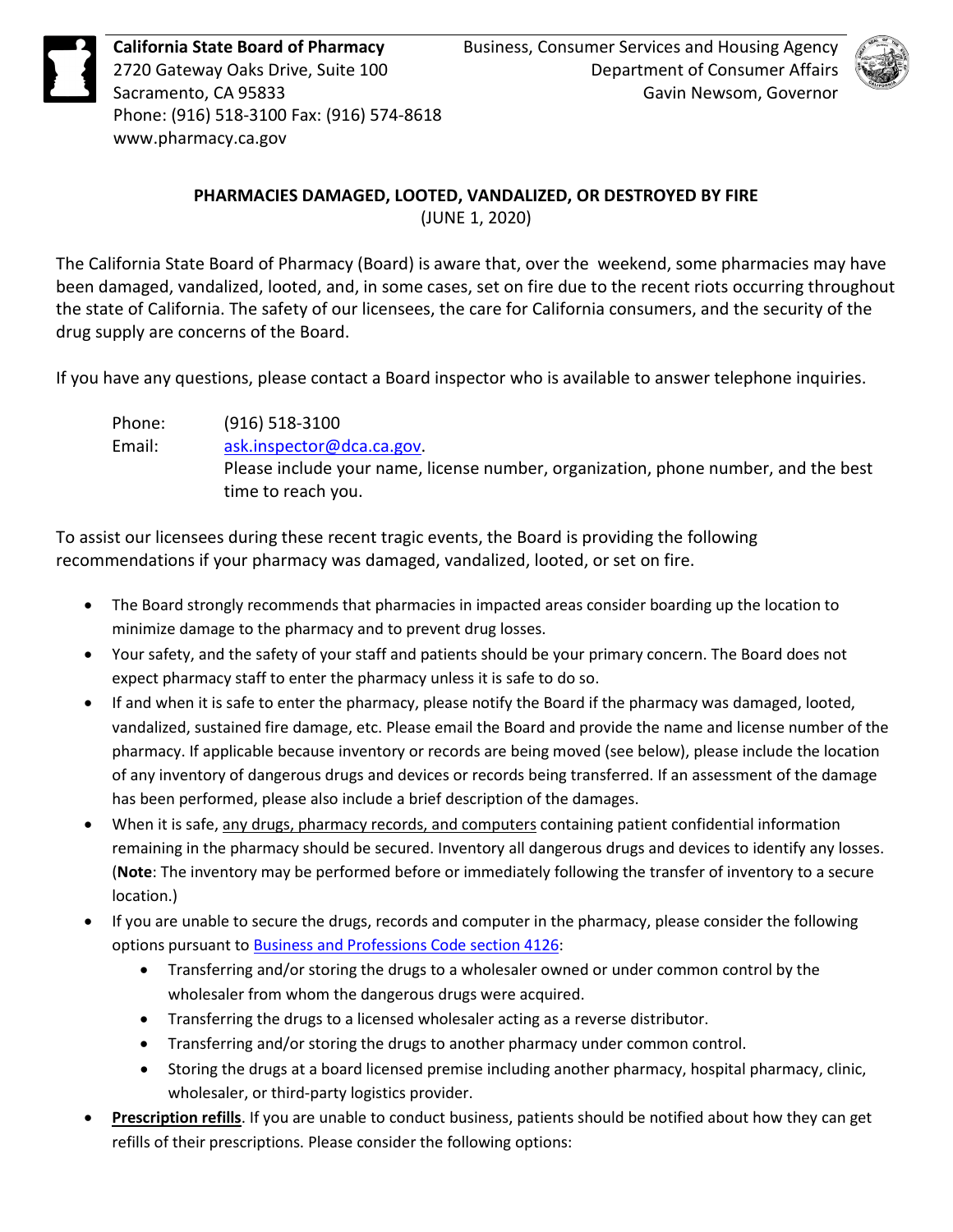**California State Board of Pharmacy**
2720 Gateway Oaks Drive, Suite 100
Sacramento, CA 95833
Phone: (916) 518-3100 Fax: (916) 574-8618
www.pharmacy.ca.gov

Business, Consumer Services and Housing Agency
Department of Consumer Affairs
Gavin Newsom, Governor

## PHARMACIES DAMAGED, LOOTED, VANDALIZED, OR DESTROYED BY FIRE

(JUNE 1, 2020)

The California State Board of Pharmacy (Board) is aware that, over the weekend, some pharmacies may have been damaged, vandalized, looted, and, in some cases, set on fire due to the recent riots occurring throughout the state of California. The safety of our licensees, the care for California consumers, and the security of the drug supply are concerns of the Board.

If you have any questions, please contact a Board inspector who is available to answer telephone inquiries.

Phone: (916) 518-3100
Email: [ask.inspector@dca.ca.gov](mailto:ask.inspector@dca.ca.gov).
Please include your name, license number, organization, phone number, and the best time to reach you.

To assist our licensees during these recent tragic events, the Board is providing the following recommendations if your pharmacy was damaged, vandalized, looted, or set on fire.

- The Board strongly recommends that pharmacies in impacted areas consider boarding up the location to minimize damage to the pharmacy and to prevent drug losses.
- Your safety, and the safety of your staff and patients should be your primary concern. The Board does not expect pharmacy staff to enter the pharmacy unless it is safe to do so.
- If and when it is safe to enter the pharmacy, please notify the Board if the pharmacy was damaged, looted, vandalized, sustained fire damage, etc. Please email the Board and provide the name and license number of the pharmacy. If applicable because inventory or records are being moved (see below), please include the location of any inventory of dangerous drugs and devices or records being transferred. If an assessment of the damage has been performed, please also include a brief description of the damages.
- When it is safe, any drugs, pharmacy records, and computers containing patient confidential information remaining in the pharmacy should be secured. Inventory all dangerous drugs and devices to identify any losses. (**Note**: The inventory may be performed before or immediately following the transfer of inventory to a secure location.)
- If you are unable to secure the drugs, records and computer in the pharmacy, please consider the following options pursuant to Business and Professions Code section 4126:
  - Transferring and/or storing the drugs to a wholesaler owned or under common control by the wholesaler from whom the dangerous drugs were acquired.
  - Transferring the drugs to a licensed wholesaler acting as a reverse distributor.
  - Transferring and/or storing the drugs to another pharmacy under common control.
  - Storing the drugs at a board licensed premise including another pharmacy, hospital pharmacy, clinic, wholesaler, or third-party logistics provider.
- **Prescription refills**. If you are unable to conduct business, patients should be notified about how they can get refills of their prescriptions. Please consider the following options: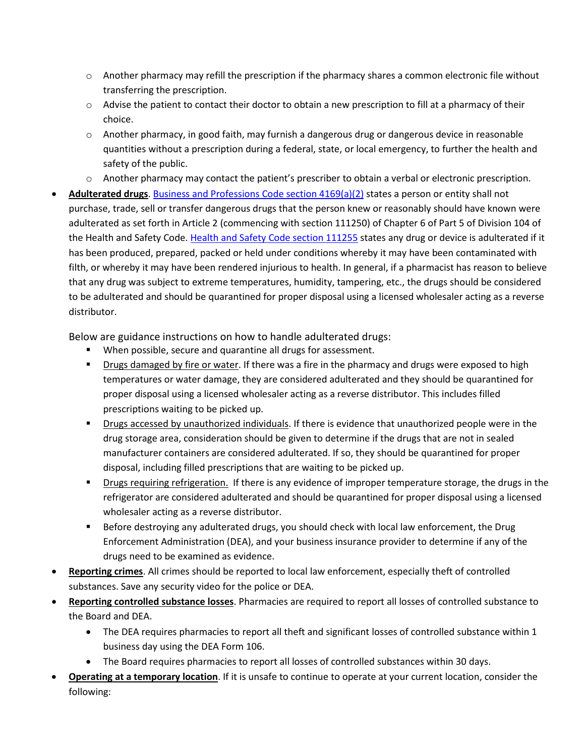- Another pharmacy may refill the prescription if the pharmacy shares a common electronic file without transferring the prescription.
    - Advise the patient to contact their doctor to obtain a new prescription to fill at a pharmacy of their choice.
    - Another pharmacy, in good faith, may furnish a dangerous drug or dangerous device in reasonable quantities without a prescription during a federal, state, or local emergency, to further the health and safety of the public.
    - Another pharmacy may contact the patient's prescriber to obtain a verbal or electronic prescription.

- **Adulterated drugs**. Business and Professions Code section 4169(a)(2) states a person or entity shall not purchase, trade, sell or transfer dangerous drugs that the person knew or reasonably should have known were adulterated as set forth in Article 2 (commencing with section 111250) of Chapter 6 of Part 5 of Division 104 of the Health and Safety Code. Health and Safety Code section 111255 states any drug or device is adulterated if it has been produced, prepared, packed or held under conditions whereby it may have been contaminated with filth, or whereby it may have been rendered injurious to health. In general, if a pharmacist has reason to believe that any drug was subject to extreme temperatures, humidity, tampering, etc., the drugs should be considered to be adulterated and should be quarantined for proper disposal using a licensed wholesaler acting as a reverse distributor.

  Below are guidance instructions on how to handle adulterated drugs:
    - When possible, secure and quarantine all drugs for assessment.
    - Drugs damaged by fire or water. If there was a fire in the pharmacy and drugs were exposed to high temperatures or water damage, they are considered adulterated and they should be quarantined for proper disposal using a licensed wholesaler acting as a reverse distributor. This includes filled prescriptions waiting to be picked up.
    - Drugs accessed by unauthorized individuals. If there is evidence that unauthorized people were in the drug storage area, consideration should be given to determine if the drugs that are not in sealed manufacturer containers are considered adulterated. If so, they should be quarantined for proper disposal, including filled prescriptions that are waiting to be picked up.
    - Drugs requiring refrigeration. If there is any evidence of improper temperature storage, the drugs in the refrigerator are considered adulterated and should be quarantined for proper disposal using a licensed wholesaler acting as a reverse distributor.
    - Before destroying any adulterated drugs, you should check with local law enforcement, the Drug Enforcement Administration (DEA), and your business insurance provider to determine if any of the drugs need to be examined as evidence.
- **Reporting crimes**. All crimes should be reported to local law enforcement, especially theft of controlled substances. Save any security video for the police or DEA.
- **Reporting controlled substance losses**. Pharmacies are required to report all losses of controlled substance to the Board and DEA.
    - The DEA requires pharmacies to report all theft and significant losses of controlled substance within 1 business day using the DEA Form 106.
    - The Board requires pharmacies to report all losses of controlled substances within 30 days.
- **Operating at a temporary location**. If it is unsafe to continue to operate at your current location, consider the following: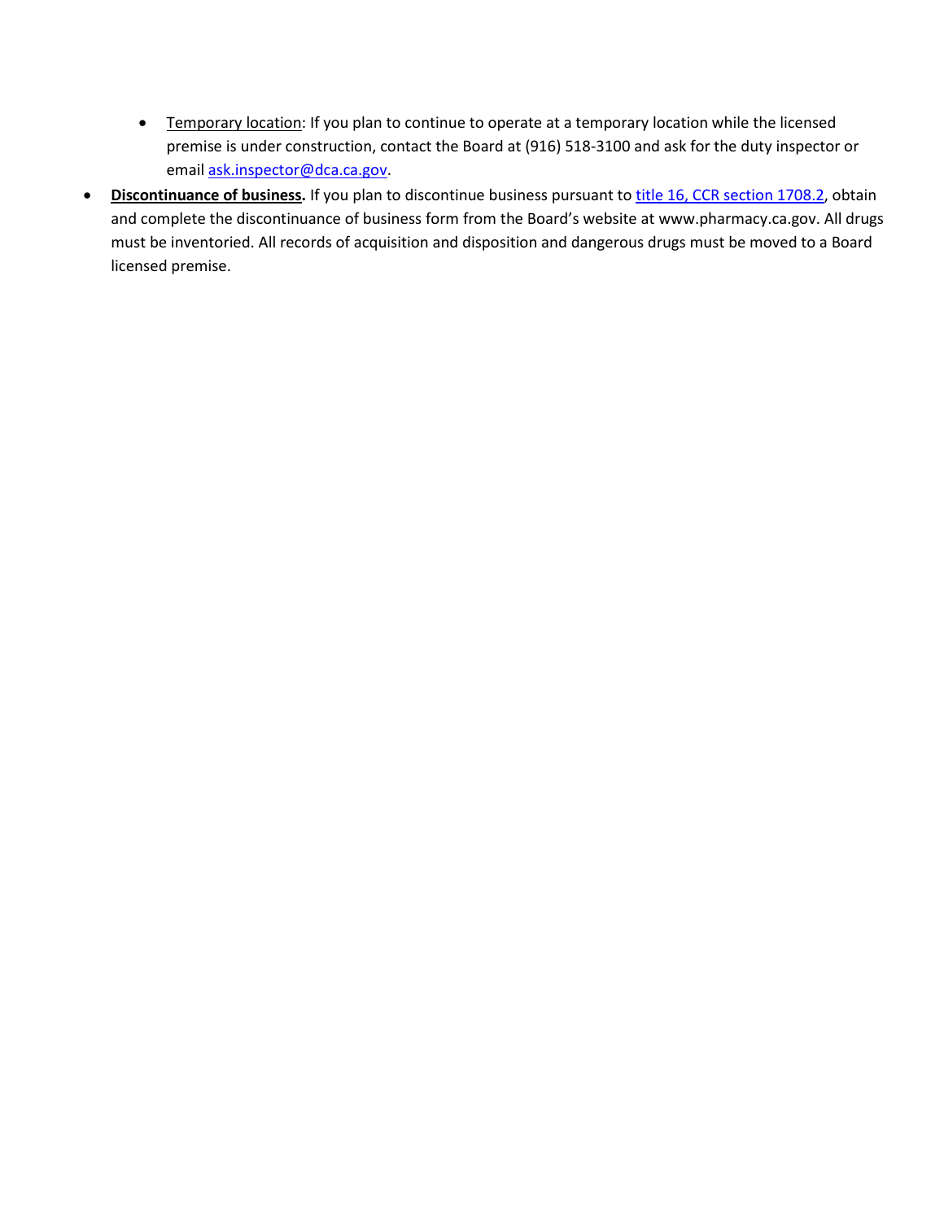- Temporary location: If you plan to continue to operate at a temporary location while the licensed premise is under construction, contact the Board at (916) 518-3100 and ask for the duty inspector or email [ask.inspector@dca.ca.gov](mailto:ask.inspector@dca.ca.gov).

- **Discontinuance of business.** If you plan to discontinue business pursuant to title 16, CCR section 1708.2, obtain and complete the discontinuance of business form from the Board's website at www.pharmacy.ca.gov. All drugs must be inventoried. All records of acquisition and disposition and dangerous drugs must be moved to a Board licensed premise.